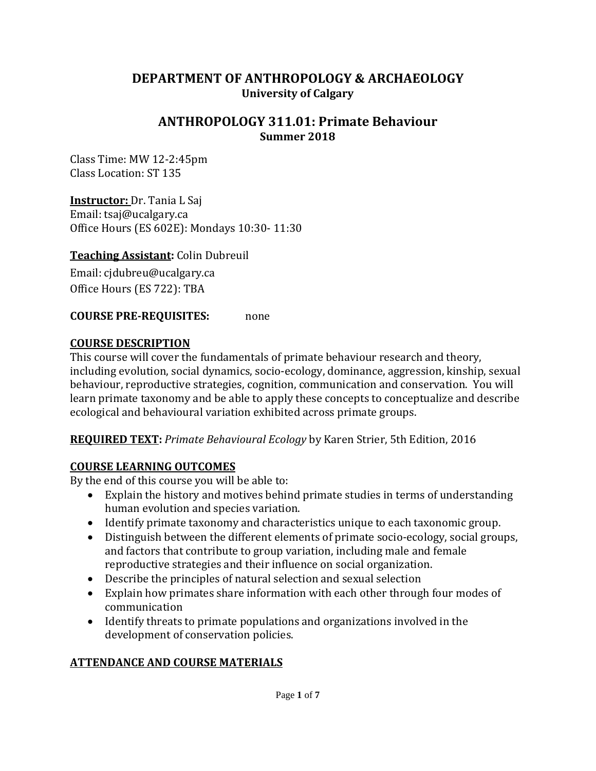# DEPARTMENT OF ANTHROPOLOGY & ARCHAEOLOGY

**University of Calgary**

## ANTHROPOLOGY 311.01: Primate Behaviour

**Summer 2018**

Class Time: MW 12-2:45pm
Class Location: ST 135

**Instructor:** Dr. Tania L Saj
Email: tsaj@ucalgary.ca
Office Hours (ES 602E): Mondays 10:30- 11:30

**Teaching Assistant:** Colin Dubreuil
Email: cjdubreu@ucalgary.ca
Office Hours (ES 722): TBA

**COURSE PRE-REQUISITES:** none

### COURSE DESCRIPTION

This course will cover the fundamentals of primate behaviour research and theory, including evolution, social dynamics, socio-ecology, dominance, aggression, kinship, sexual behaviour, reproductive strategies, cognition, communication and conservation. You will learn primate taxonomy and be able to apply these concepts to conceptualize and describe ecological and behavioural variation exhibited across primate groups.

**REQUIRED TEXT:** *Primate Behavioural Ecology* by Karen Strier, 5th Edition, 2016

### COURSE LEARNING OUTCOMES

By the end of this course you will be able to:

- Explain the history and motives behind primate studies in terms of understanding human evolution and species variation.
- Identify primate taxonomy and characteristics unique to each taxonomic group.
- Distinguish between the different elements of primate socio-ecology, social groups, and factors that contribute to group variation, including male and female reproductive strategies and their influence on social organization.
- Describe the principles of natural selection and sexual selection
- Explain how primates share information with each other through four modes of communication
- Identify threats to primate populations and organizations involved in the development of conservation policies.

### ATTENDANCE AND COURSE MATERIALS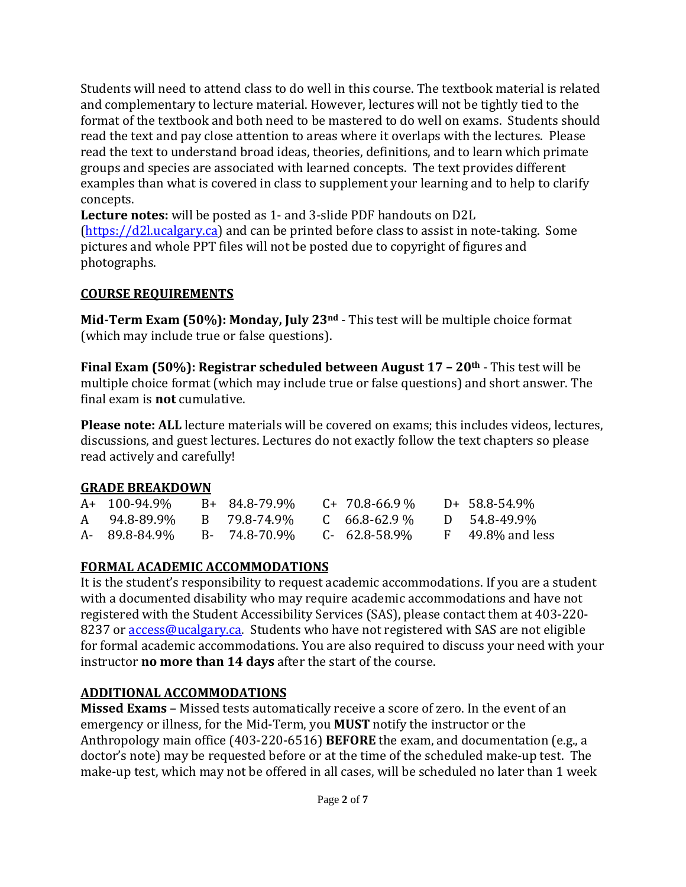Students will need to attend class to do well in this course. The textbook material is related and complementary to lecture material. However, lectures will not be tightly tied to the format of the textbook and both need to be mastered to do well on exams. Students should read the text and pay close attention to areas where it overlaps with the lectures. Please read the text to understand broad ideas, theories, definitions, and to learn which primate groups and species are associated with learned concepts. The text provides different examples than what is covered in class to supplement your learning and to help to clarify concepts.

**Lecture notes:** will be posted as 1- and 3-slide PDF handouts on D2L (https://d2l.ucalgary.ca) and can be printed before class to assist in note-taking. Some pictures and whole PPT files will not be posted due to copyright of figures and photographs.

## COURSE REQUIREMENTS

**Mid-Term Exam (50%): Monday, July 23rd** - This test will be multiple choice format (which may include true or false questions).

**Final Exam (50%): Registrar scheduled between August 17 – 20th** - This test will be multiple choice format (which may include true or false questions) and short answer. The final exam is **not** cumulative.

**Please note: ALL** lecture materials will be covered on exams; this includes videos, lectures, discussions, and guest lectures. Lectures do not exactly follow the text chapters so please read actively and carefully!

## GRADE BREAKDOWN

| | | | |
|---|---|---|---|
| A+ 100-94.9% | B+ 84.8-79.9% | C+ 70.8-66.9 % | D+ 58.8-54.9% |
| A 94.8-89.9% | B 79.8-74.9% | C 66.8-62.9 % | D 54.8-49.9% |
| A- 89.8-84.9% | B- 74.8-70.9% | C- 62.8-58.9% | F 49.8% and less |

## FORMAL ACADEMIC ACCOMMODATIONS

It is the student's responsibility to request academic accommodations. If you are a student with a documented disability who may require academic accommodations and have not registered with the Student Accessibility Services (SAS), please contact them at 403-220-8237 or access@ucalgary.ca. Students who have not registered with SAS are not eligible for formal academic accommodations. You are also required to discuss your need with your instructor **no more than 14 days** after the start of the course.

## ADDITIONAL ACCOMMODATIONS

**Missed Exams** – Missed tests automatically receive a score of zero. In the event of an emergency or illness, for the Mid-Term, you **MUST** notify the instructor or the Anthropology main office (403-220-6516) **BEFORE** the exam, and documentation (e.g., a doctor's note) may be requested before or at the time of the scheduled make-up test. The make-up test, which may not be offered in all cases, will be scheduled no later than 1 week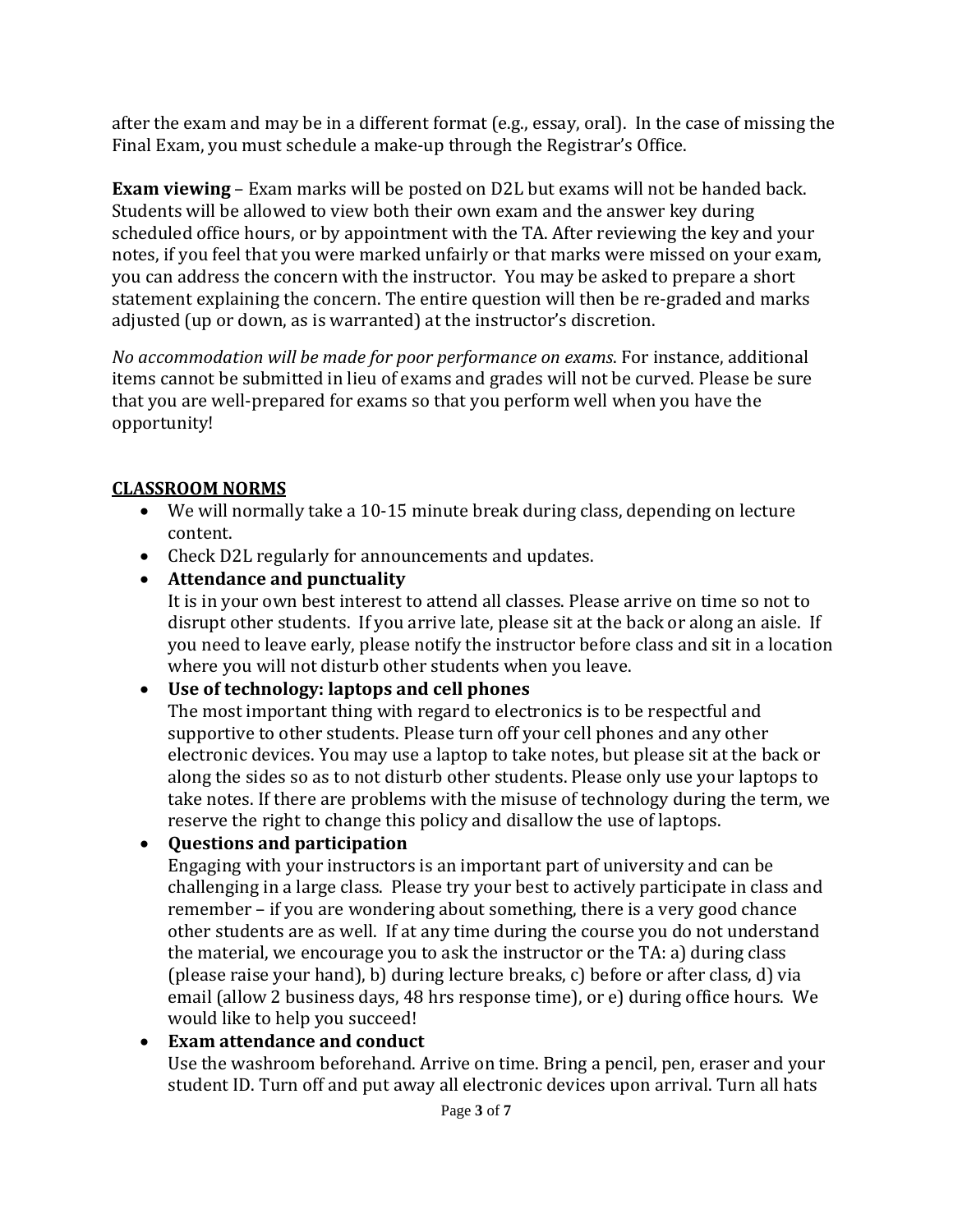after the exam and may be in a different format (e.g., essay, oral). In the case of missing the Final Exam, you must schedule a make-up through the Registrar's Office.

**Exam viewing** – Exam marks will be posted on D2L but exams will not be handed back. Students will be allowed to view both their own exam and the answer key during scheduled office hours, or by appointment with the TA. After reviewing the key and your notes, if you feel that you were marked unfairly or that marks were missed on your exam, you can address the concern with the instructor. You may be asked to prepare a short statement explaining the concern. The entire question will then be re-graded and marks adjusted (up or down, as is warranted) at the instructor's discretion.

*No accommodation will be made for poor performance on exams*. For instance, additional items cannot be submitted in lieu of exams and grades will not be curved. Please be sure that you are well-prepared for exams so that you perform well when you have the opportunity!

## CLASSROOM NORMS

- We will normally take a 10-15 minute break during class, depending on lecture content.
- Check D2L regularly for announcements and updates.
- **Attendance and punctuality**
  It is in your own best interest to attend all classes. Please arrive on time so not to disrupt other students. If you arrive late, please sit at the back or along an aisle. If you need to leave early, please notify the instructor before class and sit in a location where you will not disturb other students when you leave.
- **Use of technology: laptops and cell phones**
  The most important thing with regard to electronics is to be respectful and supportive to other students. Please turn off your cell phones and any other electronic devices. You may use a laptop to take notes, but please sit at the back or along the sides so as to not disturb other students. Please only use your laptops to take notes. If there are problems with the misuse of technology during the term, we reserve the right to change this policy and disallow the use of laptops.
- **Questions and participation**
  Engaging with your instructors is an important part of university and can be challenging in a large class. Please try your best to actively participate in class and remember – if you are wondering about something, there is a very good chance other students are as well. If at any time during the course you do not understand the material, we encourage you to ask the instructor or the TA: a) during class (please raise your hand), b) during lecture breaks, c) before or after class, d) via email (allow 2 business days, 48 hrs response time), or e) during office hours. We would like to help you succeed!
- **Exam attendance and conduct**
  Use the washroom beforehand. Arrive on time. Bring a pencil, pen, eraser and your student ID. Turn off and put away all electronic devices upon arrival. Turn all hats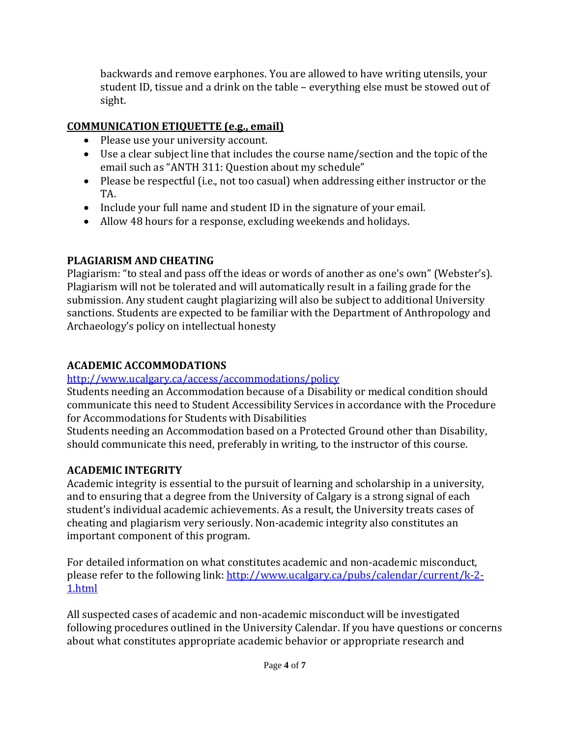backwards and remove earphones. You are allowed to have writing utensils, your student ID, tissue and a drink on the table – everything else must be stowed out of sight.

## COMMUNICATION ETIQUETTE (e.g., email)

- Please use your university account.
- Use a clear subject line that includes the course name/section and the topic of the email such as "ANTH 311: Question about my schedule"
- Please be respectful (i.e., not too casual) when addressing either instructor or the TA.
- Include your full name and student ID in the signature of your email.
- Allow 48 hours for a response, excluding weekends and holidays.

## PLAGIARISM AND CHEATING

Plagiarism: "to steal and pass off the ideas or words of another as one's own" (Webster's). Plagiarism will not be tolerated and will automatically result in a failing grade for the submission. Any student caught plagiarizing will also be subject to additional University sanctions. Students are expected to be familiar with the Department of Anthropology and Archaeology's policy on intellectual honesty

## ACADEMIC ACCOMMODATIONS

[http://www.ucalgary.ca/access/accommodations/policy](http://www.ucalgary.ca/access/accommodations/policy)

Students needing an Accommodation because of a Disability or medical condition should communicate this need to Student Accessibility Services in accordance with the Procedure for Accommodations for Students with Disabilities

Students needing an Accommodation based on a Protected Ground other than Disability, should communicate this need, preferably in writing, to the instructor of this course.

## ACADEMIC INTEGRITY

Academic integrity is essential to the pursuit of learning and scholarship in a university, and to ensuring that a degree from the University of Calgary is a strong signal of each student's individual academic achievements. As a result, the University treats cases of cheating and plagiarism very seriously. Non-academic integrity also constitutes an important component of this program.

For detailed information on what constitutes academic and non-academic misconduct, please refer to the following link: [http://www.ucalgary.ca/pubs/calendar/current/k-2-1.html](http://www.ucalgary.ca/pubs/calendar/current/k-2-1.html)

All suspected cases of academic and non-academic misconduct will be investigated following procedures outlined in the University Calendar. If you have questions or concerns about what constitutes appropriate academic behavior or appropriate research and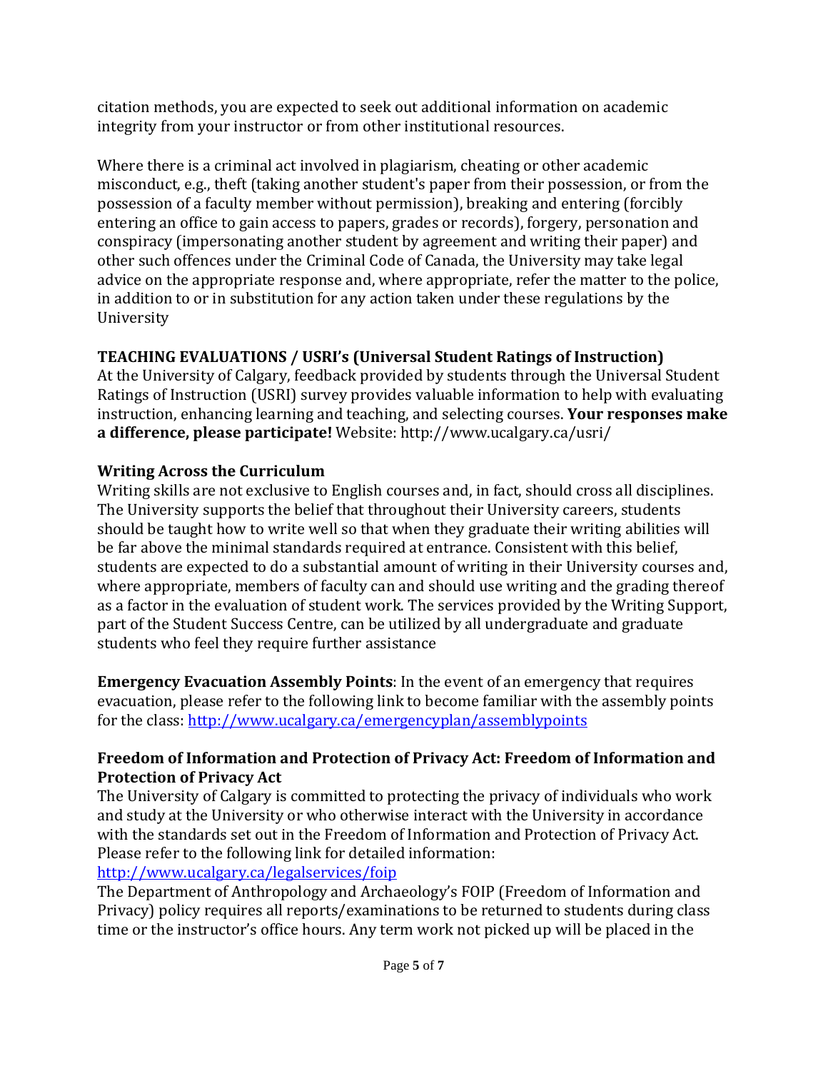citation methods, you are expected to seek out additional information on academic integrity from your instructor or from other institutional resources.

Where there is a criminal act involved in plagiarism, cheating or other academic misconduct, e.g., theft (taking another student's paper from their possession, or from the possession of a faculty member without permission), breaking and entering (forcibly entering an office to gain access to papers, grades or records), forgery, personation and conspiracy (impersonating another student by agreement and writing their paper) and other such offences under the Criminal Code of Canada, the University may take legal advice on the appropriate response and, where appropriate, refer the matter to the police, in addition to or in substitution for any action taken under these regulations by the University

**TEACHING EVALUATIONS / USRI's (Universal Student Ratings of Instruction)**
At the University of Calgary, feedback provided by students through the Universal Student Ratings of Instruction (USRI) survey provides valuable information to help with evaluating instruction, enhancing learning and teaching, and selecting courses. **Your responses make a difference, please participate!** Website: http://www.ucalgary.ca/usri/

**Writing Across the Curriculum**
Writing skills are not exclusive to English courses and, in fact, should cross all disciplines. The University supports the belief that throughout their University careers, students should be taught how to write well so that when they graduate their writing abilities will be far above the minimal standards required at entrance. Consistent with this belief, students are expected to do a substantial amount of writing in their University courses and, where appropriate, members of faculty can and should use writing and the grading thereof as a factor in the evaluation of student work. The services provided by the Writing Support, part of the Student Success Centre, can be utilized by all undergraduate and graduate students who feel they require further assistance

**Emergency Evacuation Assembly Points**: In the event of an emergency that requires evacuation, please refer to the following link to become familiar with the assembly points for the class: http://www.ucalgary.ca/emergencyplan/assemblypoints

**Freedom of Information and Protection of Privacy Act: Freedom of Information and Protection of Privacy Act**
The University of Calgary is committed to protecting the privacy of individuals who work and study at the University or who otherwise interact with the University in accordance with the standards set out in the Freedom of Information and Protection of Privacy Act. Please refer to the following link for detailed information:
http://www.ucalgary.ca/legalservices/foip
The Department of Anthropology and Archaeology's FOIP (Freedom of Information and Privacy) policy requires all reports/examinations to be returned to students during class time or the instructor's office hours. Any term work not picked up will be placed in the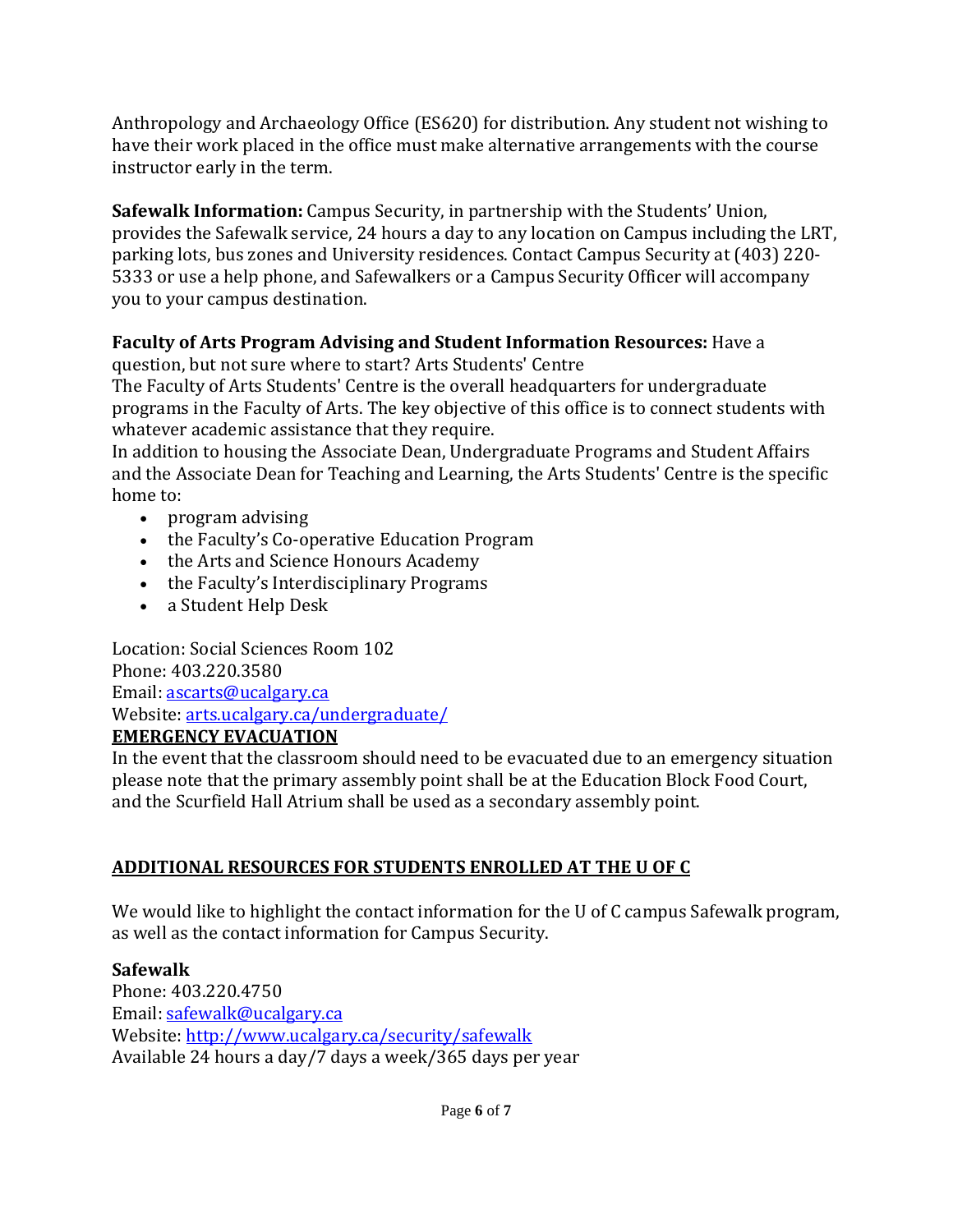Anthropology and Archaeology Office (ES620) for distribution. Any student not wishing to have their work placed in the office must make alternative arrangements with the course instructor early in the term.

**Safewalk Information:** Campus Security, in partnership with the Students' Union, provides the Safewalk service, 24 hours a day to any location on Campus including the LRT, parking lots, bus zones and University residences. Contact Campus Security at (403) 220-5333 or use a help phone, and Safewalkers or a Campus Security Officer will accompany you to your campus destination.

**Faculty of Arts Program Advising and Student Information Resources:** Have a question, but not sure where to start? Arts Students' Centre

The Faculty of Arts Students' Centre is the overall headquarters for undergraduate programs in the Faculty of Arts. The key objective of this office is to connect students with whatever academic assistance that they require.

In addition to housing the Associate Dean, Undergraduate Programs and Student Affairs and the Associate Dean for Teaching and Learning, the Arts Students' Centre is the specific home to:

- program advising
- the Faculty's Co-operative Education Program
- the Arts and Science Honours Academy
- the Faculty's Interdisciplinary Programs
- a Student Help Desk

Location: Social Sciences Room 102
Phone: 403.220.3580
Email: ascarts@ucalgary.ca
Website: arts.ucalgary.ca/undergraduate/

**EMERGENCY EVACUATION**

In the event that the classroom should need to be evacuated due to an emergency situation please note that the primary assembly point shall be at the Education Block Food Court, and the Scurfield Hall Atrium shall be used as a secondary assembly point.

## ADDITIONAL RESOURCES FOR STUDENTS ENROLLED AT THE U OF C

We would like to highlight the contact information for the U of C campus Safewalk program, as well as the contact information for Campus Security.

**Safewalk**
Phone: 403.220.4750
Email: safewalk@ucalgary.ca
Website: http://www.ucalgary.ca/security/safewalk
Available 24 hours a day/7 days a week/365 days per year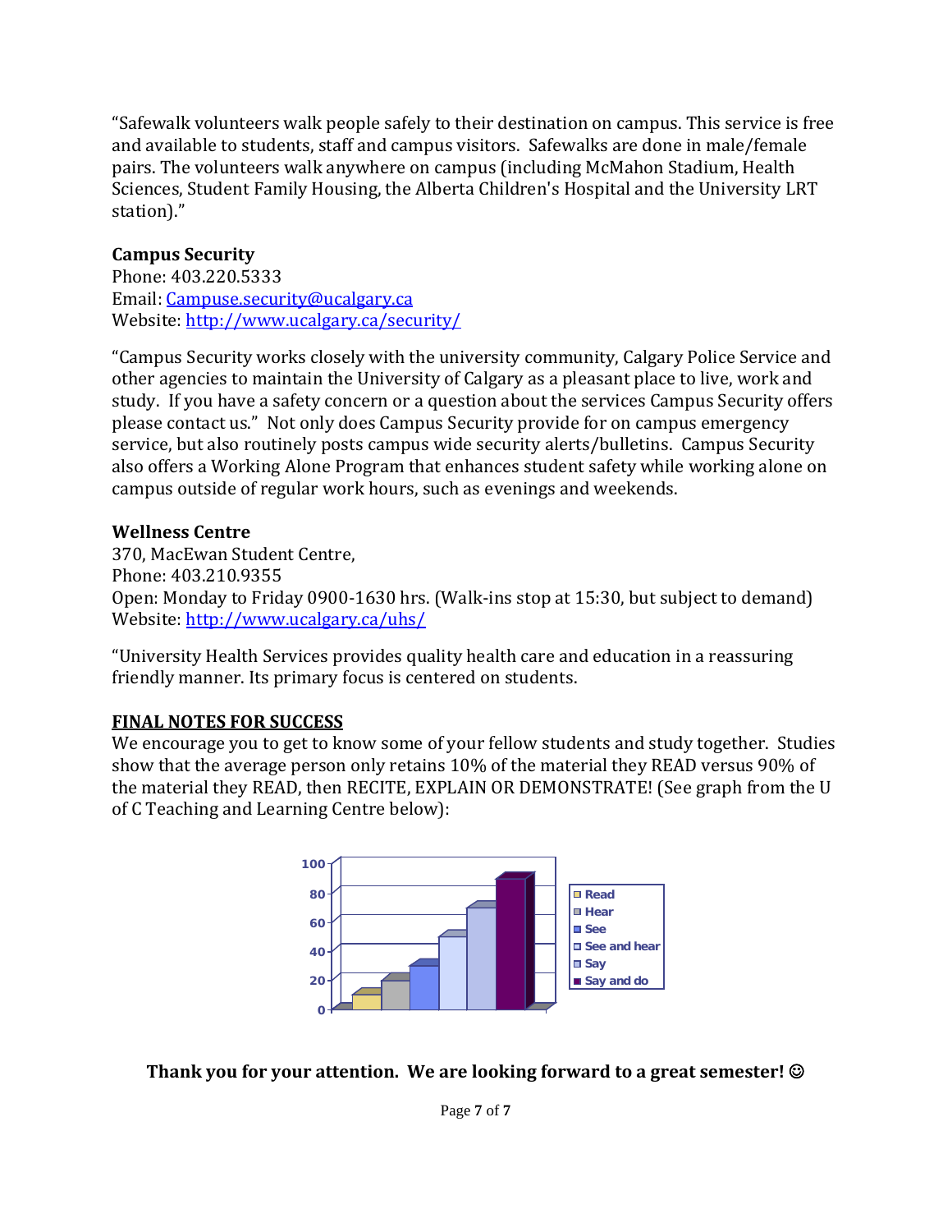"Safewalk volunteers walk people safely to their destination on campus. This service is free and available to students, staff and campus visitors. Safewalks are done in male/female pairs. The volunteers walk anywhere on campus (including McMahon Stadium, Health Sciences, Student Family Housing, the Alberta Children's Hospital and the University LRT station)."

**Campus Security**
Phone: 403.220.5333
Email: [Campuse.security@ucalgary.ca](mailto:Campuse.security@ucalgary.ca)
Website: [http://www.ucalgary.ca/security/](http://www.ucalgary.ca/security/)

"Campus Security works closely with the university community, Calgary Police Service and other agencies to maintain the University of Calgary as a pleasant place to live, work and study. If you have a safety concern or a question about the services Campus Security offers please contact us." Not only does Campus Security provide for on campus emergency service, but also routinely posts campus wide security alerts/bulletins. Campus Security also offers a Working Alone Program that enhances student safety while working alone on campus outside of regular work hours, such as evenings and weekends.

**Wellness Centre**
370, MacEwan Student Centre,
Phone: 403.210.9355
Open: Monday to Friday 0900-1630 hrs. (Walk-ins stop at 15:30, but subject to demand)
Website: [http://www.ucalgary.ca/uhs/](http://www.ucalgary.ca/uhs/)

"University Health Services provides quality health care and education in a reassuring friendly manner. Its primary focus is centered on students.

**<u>FINAL NOTES FOR SUCCESS</u>**

We encourage you to get to know some of your fellow students and study together. Studies show that the average person only retains 10% of the material they READ versus 90% of the material they READ, then RECITE, EXPLAIN OR DEMONSTRATE! (See graph from the U of C Teaching and Learning Centre below):

100
80
60
40
20
0

Read
Hear
See
See and hear
Say
Say and do

**Thank you for your attention. We are looking forward to a great semester! ☺**